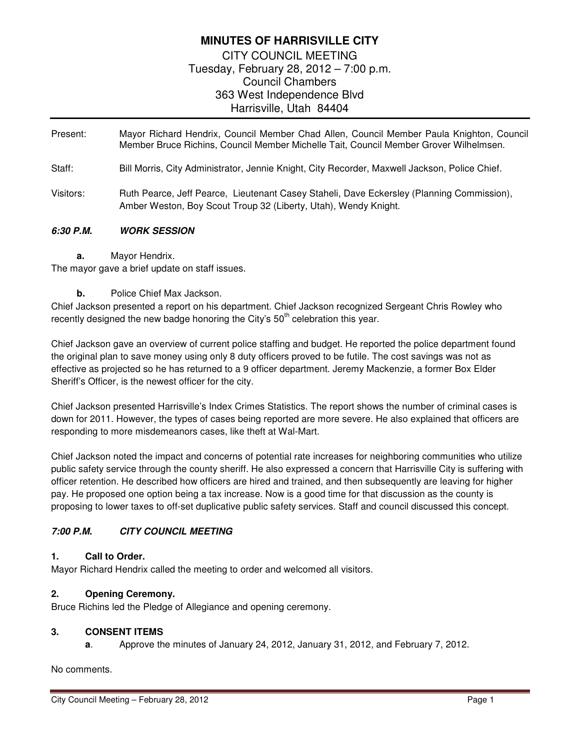# MINUTES OF HARRISVILLE CITY

CITY COUNCIL MEETING
Tuesday, February 28, 2012 – 7:00 p.m.
Council Chambers
363 West Independence Blvd
Harrisville, Utah 84404

Present: Mayor Richard Hendrix, Council Member Chad Allen, Council Member Paula Knighton, Council Member Bruce Richins, Council Member Michelle Tait, Council Member Grover Wilhelmsen.

Staff: Bill Morris, City Administrator, Jennie Knight, City Recorder, Maxwell Jackson, Police Chief.

Visitors: Ruth Pearce, Jeff Pearce, Lieutenant Casey Staheli, Dave Eckersley (Planning Commission), Amber Weston, Boy Scout Troup 32 (Liberty, Utah), Wendy Knight.

## *6:30 P.M. WORK SESSION*

**a.** Mayor Hendrix.

The mayor gave a brief update on staff issues.

**b.** Police Chief Max Jackson.

Chief Jackson presented a report on his department. Chief Jackson recognized Sergeant Chris Rowley who recently designed the new badge honoring the City's 50th celebration this year.

Chief Jackson gave an overview of current police staffing and budget. He reported the police department found the original plan to save money using only 8 duty officers proved to be futile. The cost savings was not as effective as projected so he has returned to a 9 officer department. Jeremy Mackenzie, a former Box Elder Sheriff's Officer, is the newest officer for the city.

Chief Jackson presented Harrisville's Index Crimes Statistics. The report shows the number of criminal cases is down for 2011. However, the types of cases being reported are more severe. He also explained that officers are responding to more misdemeanors cases, like theft at Wal-Mart.

Chief Jackson noted the impact and concerns of potential rate increases for neighboring communities who utilize public safety service through the county sheriff. He also expressed a concern that Harrisville City is suffering with officer retention. He described how officers are hired and trained, and then subsequently are leaving for higher pay. He proposed one option being a tax increase. Now is a good time for that discussion as the county is proposing to lower taxes to off-set duplicative public safety services. Staff and council discussed this concept.

## *7:00 P.M. CITY COUNCIL MEETING*

### 1. Call to Order.

Mayor Richard Hendrix called the meeting to order and welcomed all visitors.

### 2. Opening Ceremony.

Bruce Richins led the Pledge of Allegiance and opening ceremony.

### 3. CONSENT ITEMS

**a**. Approve the minutes of January 24, 2012, January 31, 2012, and February 7, 2012.

No comments.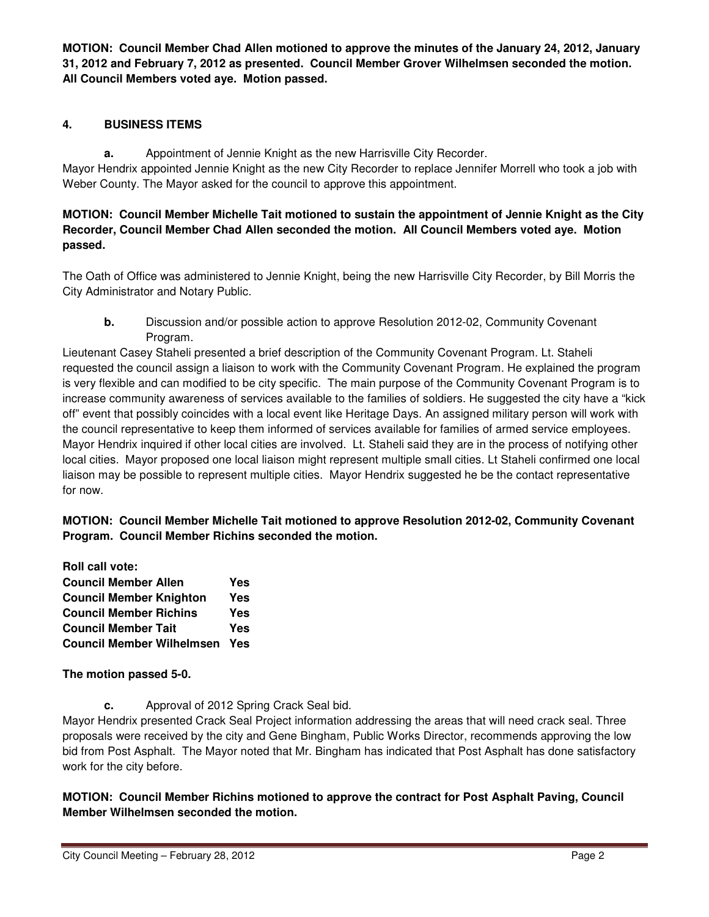**MOTION: Council Member Chad Allen motioned to approve the minutes of the January 24, 2012, January 31, 2012 and February 7, 2012 as presented. Council Member Grover Wilhelmsen seconded the motion. All Council Members voted aye. Motion passed.**

## 4. BUSINESS ITEMS

**a.** Appointment of Jennie Knight as the new Harrisville City Recorder.

Mayor Hendrix appointed Jennie Knight as the new City Recorder to replace Jennifer Morrell who took a job with Weber County. The Mayor asked for the council to approve this appointment.

**MOTION: Council Member Michelle Tait motioned to sustain the appointment of Jennie Knight as the City Recorder, Council Member Chad Allen seconded the motion. All Council Members voted aye. Motion passed.**

The Oath of Office was administered to Jennie Knight, being the new Harrisville City Recorder, by Bill Morris the City Administrator and Notary Public.

**b.** Discussion and/or possible action to approve Resolution 2012-02, Community Covenant Program.

Lieutenant Casey Staheli presented a brief description of the Community Covenant Program. Lt. Staheli requested the council assign a liaison to work with the Community Covenant Program. He explained the program is very flexible and can modified to be city specific. The main purpose of the Community Covenant Program is to increase community awareness of services available to the families of soldiers. He suggested the city have a "kick off" event that possibly coincides with a local event like Heritage Days. An assigned military person will work with the council representative to keep them informed of services available for families of armed service employees. Mayor Hendrix inquired if other local cities are involved. Lt. Staheli said they are in the process of notifying other local cities. Mayor proposed one local liaison might represent multiple small cities. Lt Staheli confirmed one local liaison may be possible to represent multiple cities. Mayor Hendrix suggested he be the contact representative for now.

**MOTION: Council Member Michelle Tait motioned to approve Resolution 2012-02, Community Covenant Program. Council Member Richins seconded the motion.**

**Roll call vote:**

| | |
|---|---|
| **Council Member Allen** | **Yes** |
| **Council Member Knighton** | **Yes** |
| **Council Member Richins** | **Yes** |
| **Council Member Tait** | **Yes** |
| **Council Member Wilhelmsen** | **Yes** |

**The motion passed 5-0.**

**c.** Approval of 2012 Spring Crack Seal bid.

Mayor Hendrix presented Crack Seal Project information addressing the areas that will need crack seal. Three proposals were received by the city and Gene Bingham, Public Works Director, recommends approving the low bid from Post Asphalt. The Mayor noted that Mr. Bingham has indicated that Post Asphalt has done satisfactory work for the city before.

**MOTION: Council Member Richins motioned to approve the contract for Post Asphalt Paving, Council Member Wilhelmsen seconded the motion.**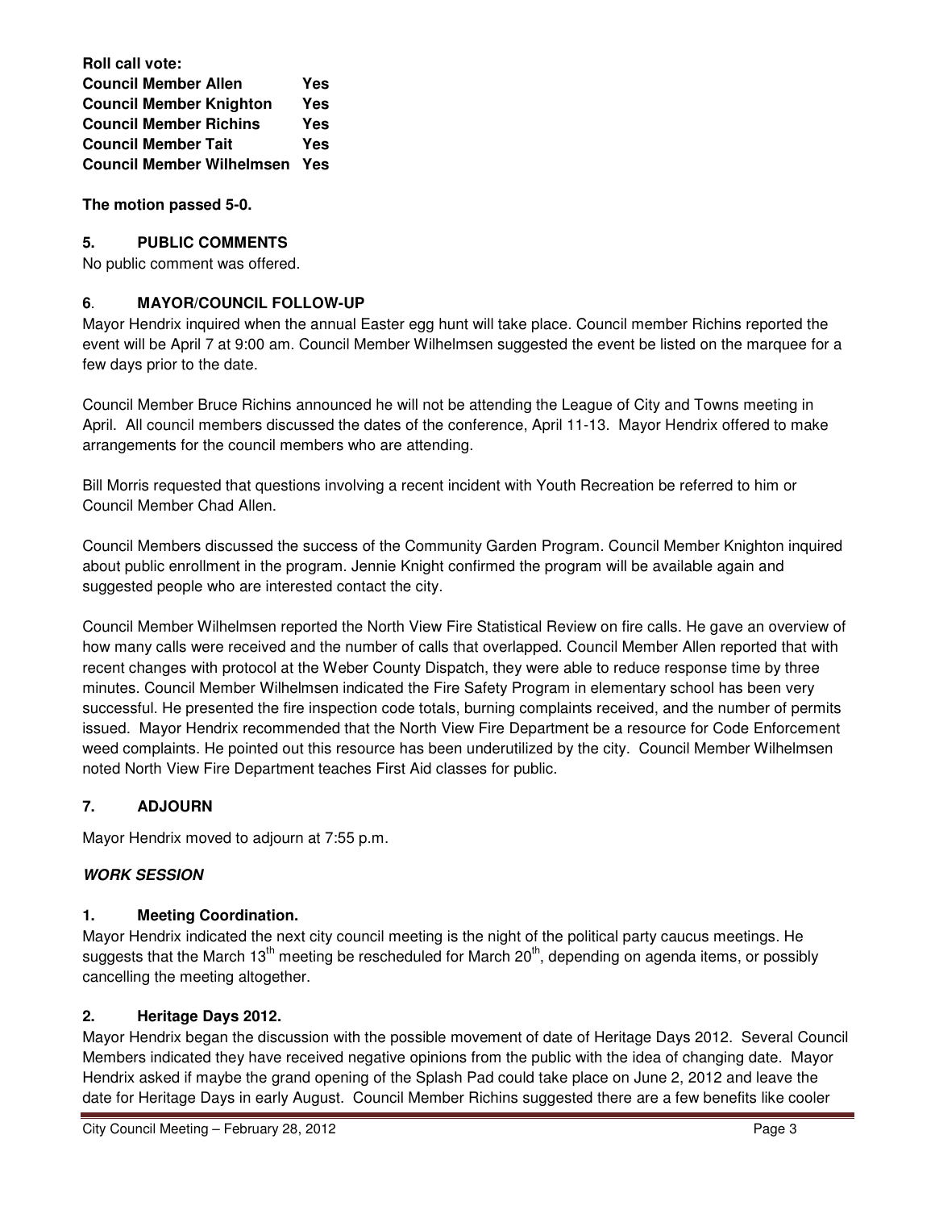**Roll call vote:**

| | |
|---|---|
| **Council Member Allen** | **Yes** |
| **Council Member Knighton** | **Yes** |
| **Council Member Richins** | **Yes** |
| **Council Member Tait** | **Yes** |
| **Council Member Wilhelmsen** | **Yes** |

**The motion passed 5-0.**

## 5. PUBLIC COMMENTS

No public comment was offered.

## 6. MAYOR/COUNCIL FOLLOW-UP

Mayor Hendrix inquired when the annual Easter egg hunt will take place. Council member Richins reported the event will be April 7 at 9:00 am. Council Member Wilhelmsen suggested the event be listed on the marquee for a few days prior to the date.

Council Member Bruce Richins announced he will not be attending the League of City and Towns meeting in April. All council members discussed the dates of the conference, April 11-13. Mayor Hendrix offered to make arrangements for the council members who are attending.

Bill Morris requested that questions involving a recent incident with Youth Recreation be referred to him or Council Member Chad Allen.

Council Members discussed the success of the Community Garden Program. Council Member Knighton inquired about public enrollment in the program. Jennie Knight confirmed the program will be available again and suggested people who are interested contact the city.

Council Member Wilhelmsen reported the North View Fire Statistical Review on fire calls. He gave an overview of how many calls were received and the number of calls that overlapped. Council Member Allen reported that with recent changes with protocol at the Weber County Dispatch, they were able to reduce response time by three minutes. Council Member Wilhelmsen indicated the Fire Safety Program in elementary school has been very successful. He presented the fire inspection code totals, burning complaints received, and the number of permits issued. Mayor Hendrix recommended that the North View Fire Department be a resource for Code Enforcement weed complaints. He pointed out this resource has been underutilized by the city. Council Member Wilhelmsen noted North View Fire Department teaches First Aid classes for public.

## 7. ADJOURN

Mayor Hendrix moved to adjourn at 7:55 p.m.

## ***WORK SESSION***

### 1. Meeting Coordination.

Mayor Hendrix indicated the next city council meeting is the night of the political party caucus meetings. He suggests that the March 13th meeting be rescheduled for March 20th, depending on agenda items, or possibly cancelling the meeting altogether.

### 2. Heritage Days 2012.

Mayor Hendrix began the discussion with the possible movement of date of Heritage Days 2012. Several Council Members indicated they have received negative opinions from the public with the idea of changing date. Mayor Hendrix asked if maybe the grand opening of the Splash Pad could take place on June 2, 2012 and leave the date for Heritage Days in early August. Council Member Richins suggested there are a few benefits like cooler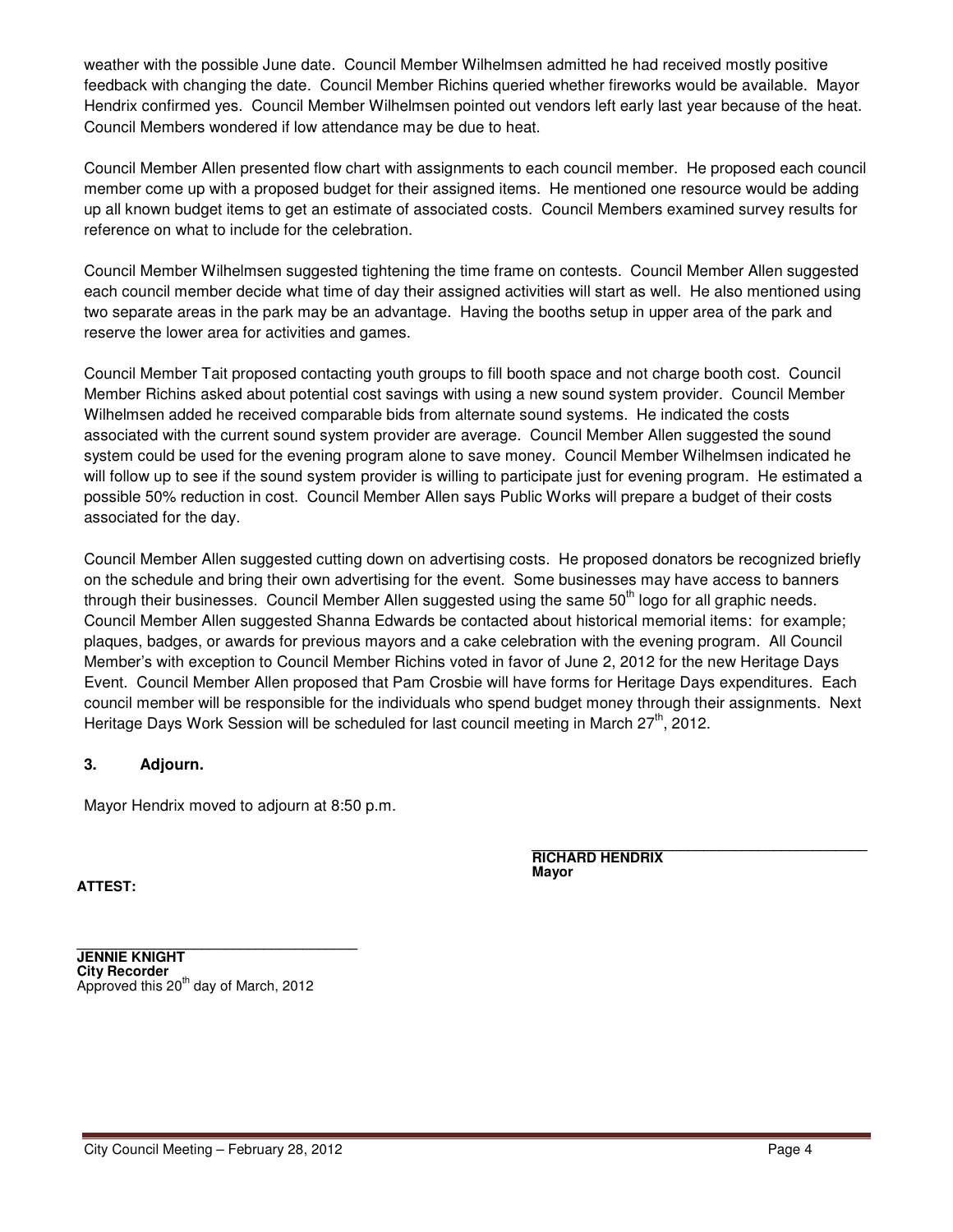weather with the possible June date. Council Member Wilhelmsen admitted he had received mostly positive feedback with changing the date. Council Member Richins queried whether fireworks would be available. Mayor Hendrix confirmed yes. Council Member Wilhelmsen pointed out vendors left early last year because of the heat. Council Members wondered if low attendance may be due to heat.

Council Member Allen presented flow chart with assignments to each council member. He proposed each council member come up with a proposed budget for their assigned items. He mentioned one resource would be adding up all known budget items to get an estimate of associated costs. Council Members examined survey results for reference on what to include for the celebration.

Council Member Wilhelmsen suggested tightening the time frame on contests. Council Member Allen suggested each council member decide what time of day their assigned activities will start as well. He also mentioned using two separate areas in the park may be an advantage. Having the booths setup in upper area of the park and reserve the lower area for activities and games.

Council Member Tait proposed contacting youth groups to fill booth space and not charge booth cost. Council Member Richins asked about potential cost savings with using a new sound system provider. Council Member Wilhelmsen added he received comparable bids from alternate sound systems. He indicated the costs associated with the current sound system provider are average. Council Member Allen suggested the sound system could be used for the evening program alone to save money. Council Member Wilhelmsen indicated he will follow up to see if the sound system provider is willing to participate just for evening program. He estimated a possible 50% reduction in cost. Council Member Allen says Public Works will prepare a budget of their costs associated for the day.

Council Member Allen suggested cutting down on advertising costs. He proposed donators be recognized briefly on the schedule and bring their own advertising for the event. Some businesses may have access to banners through their businesses. Council Member Allen suggested using the same 50th logo for all graphic needs. Council Member Allen suggested Shanna Edwards be contacted about historical memorial items: for example; plaques, badges, or awards for previous mayors and a cake celebration with the evening program. All Council Member's with exception to Council Member Richins voted in favor of June 2, 2012 for the new Heritage Days Event. Council Member Allen proposed that Pam Crosbie will have forms for Heritage Days expenditures. Each council member will be responsible for the individuals who spend budget money through their assignments. Next Heritage Days Work Session will be scheduled for last council meeting in March 27th, 2012.

**3. Adjourn.**

Mayor Hendrix moved to adjourn at 8:50 p.m.

\_\_\_\_\_\_\_\_\_\_\_\_\_\_\_\_\_\_\_\_\_\_\_\_\_\_\_\_\_\_\_\_\_\_\_\_
**RICHARD HENDRIX**
**Mayor**

**ATTEST:**

\_\_\_\_\_\_\_\_\_\_\_\_\_\_\_\_\_\_\_\_\_\_\_\_\_\_\_\_\_\_\_\_\_\_\_\_
**JENNIE KNIGHT**
**City Recorder**
Approved this 20th day of March, 2012